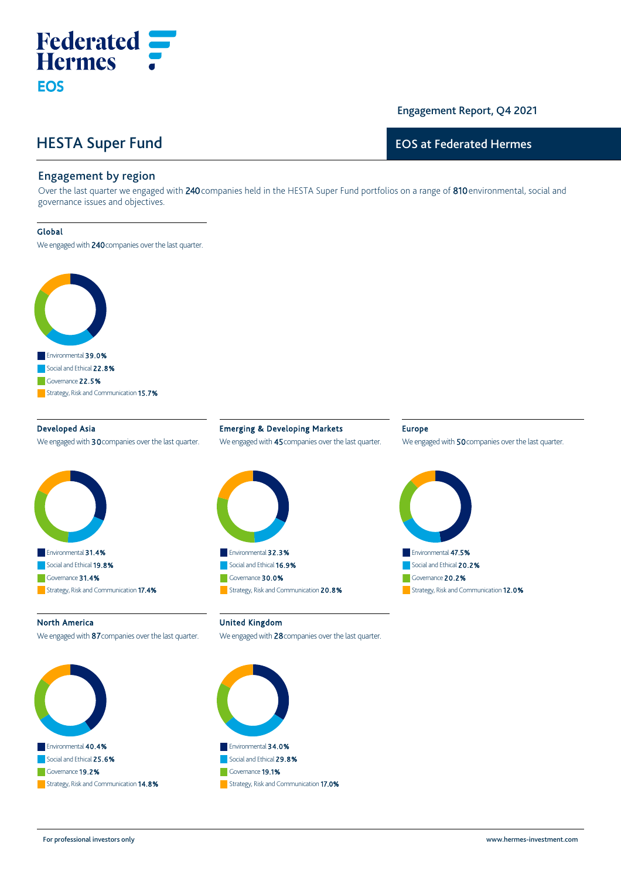Federated Hermes

EOS

Engagement Report, Q4 2021

# HESTA Super Fund

EOS at Federated Hermes

## Engagement by region

Over the last quarter we engaged with 240 companies held in the HESTA Super Fund portfolios on a range of 810 environmental, social and governance issues and objectives.

### Global

We engaged with 240 companies over the last quarter.

- Environmental **39.0%**
- Social and Ethical **22.8%**
- Governance **22.5%**
- Strategy, Risk and Communication **15.7%**

### Developed Asia

We engaged with 30 companies over the last quarter.

- Environmental **31.4%**
- Social and Ethical **19.8%**
- Governance **31.4%**
- Strategy, Risk and Communication **17.4%**

### Emerging & Developing Markets

We engaged with 45 companies over the last quarter.

- Environmental **32.3%**
- Social and Ethical **16.9%**
- Governance **30.0%**
- Strategy, Risk and Communication **20.8%**

### Europe

We engaged with 50 companies over the last quarter.

- Environmental **47.5%**
- Social and Ethical **20.2%**
- Governance **20.2%**
- Strategy, Risk and Communication **12.0%**

### North America

We engaged with 87 companies over the last quarter.

- Environmental **40.4%**
- Social and Ethical **25.6%**
- Governance **19.2%**
- Strategy, Risk and Communication **14.8%**

### United Kingdom

We engaged with 28 companies over the last quarter.

- Environmental **34.0%**
- Social and Ethical **29.8%**
- Governance **19.1%**
- Strategy, Risk and Communication **17.0%**

For professional investors only

www.hermes-investment.com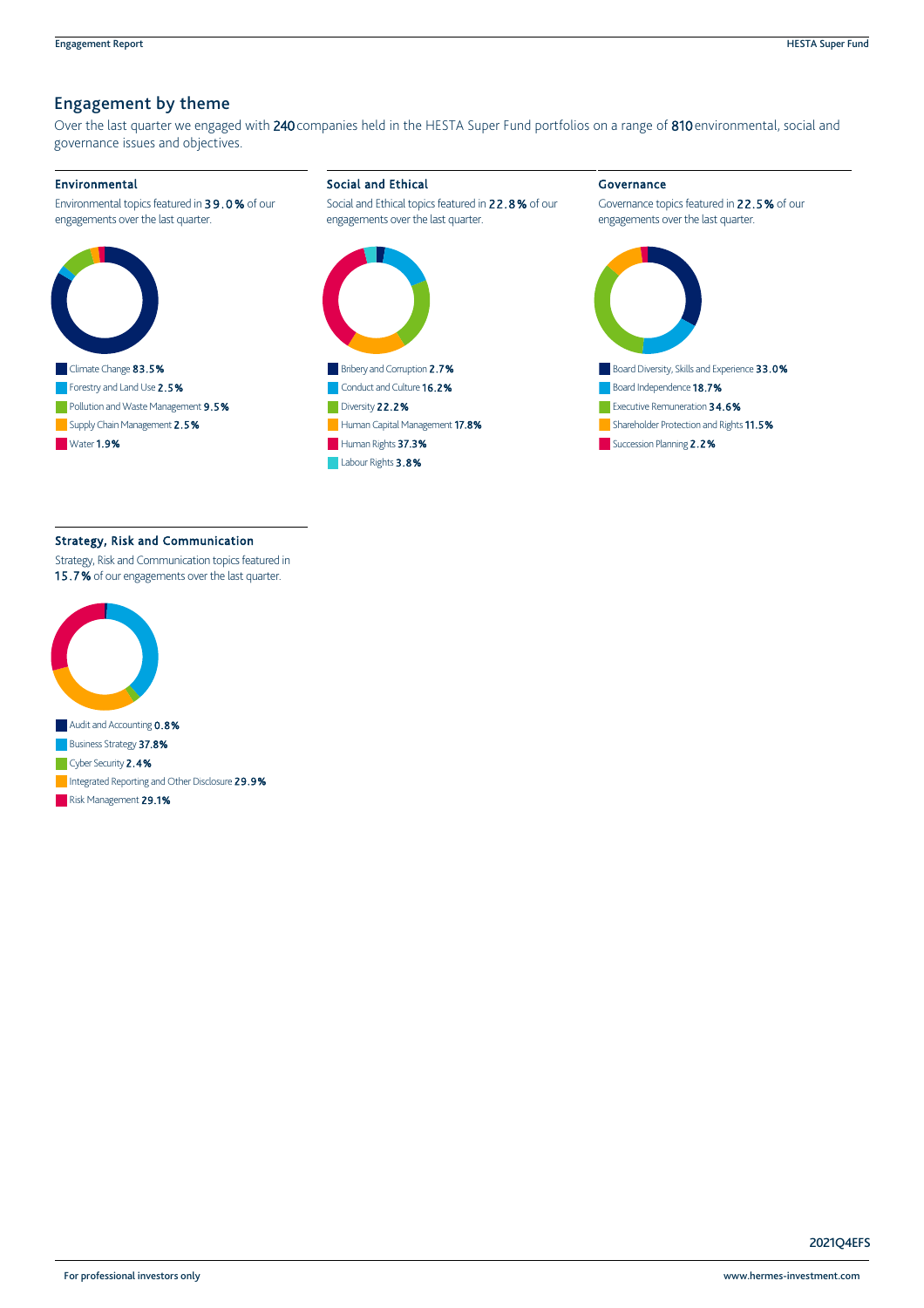## Engagement by theme

Over the last quarter we engaged with 240 companies held in the HESTA Super Fund portfolios on a range of 810 environmental, social and governance issues and objectives.

### Environmental

Environmental topics featured in 39.0% of our engagements over the last quarter.

- Climate Change 83.5%
- Forestry and Land Use 2.5%
- Pollution and Waste Management 9.5%
- Supply Chain Management 2.5%
- Water 1.9%

### Social and Ethical

Social and Ethical topics featured in 22.8% of our engagements over the last quarter.

- Bribery and Corruption 2.7%
- Conduct and Culture 16.2%
- Diversity 22.2%
- Human Capital Management 17.8%
- Human Rights 37.3%
- Labour Rights 3.8%

### Governance

Governance topics featured in 22.5% of our engagements over the last quarter.

- Board Diversity, Skills and Experience 33.0%
- Board Independence 18.7%
- Executive Remuneration 34.6%
- Shareholder Protection and Rights 11.5%
- Succession Planning 2.2%

### Strategy, Risk and Communication

Strategy, Risk and Communication topics featured in 15.7% of our engagements over the last quarter.

- Audit and Accounting 0.8%
- Business Strategy 37.8%
- Cyber Security 2.4%
- Integrated Reporting and Other Disclosure 29.9%
- Risk Management 29.1%

2021Q4EFS

For professional investors only

www.hermes-investment.com